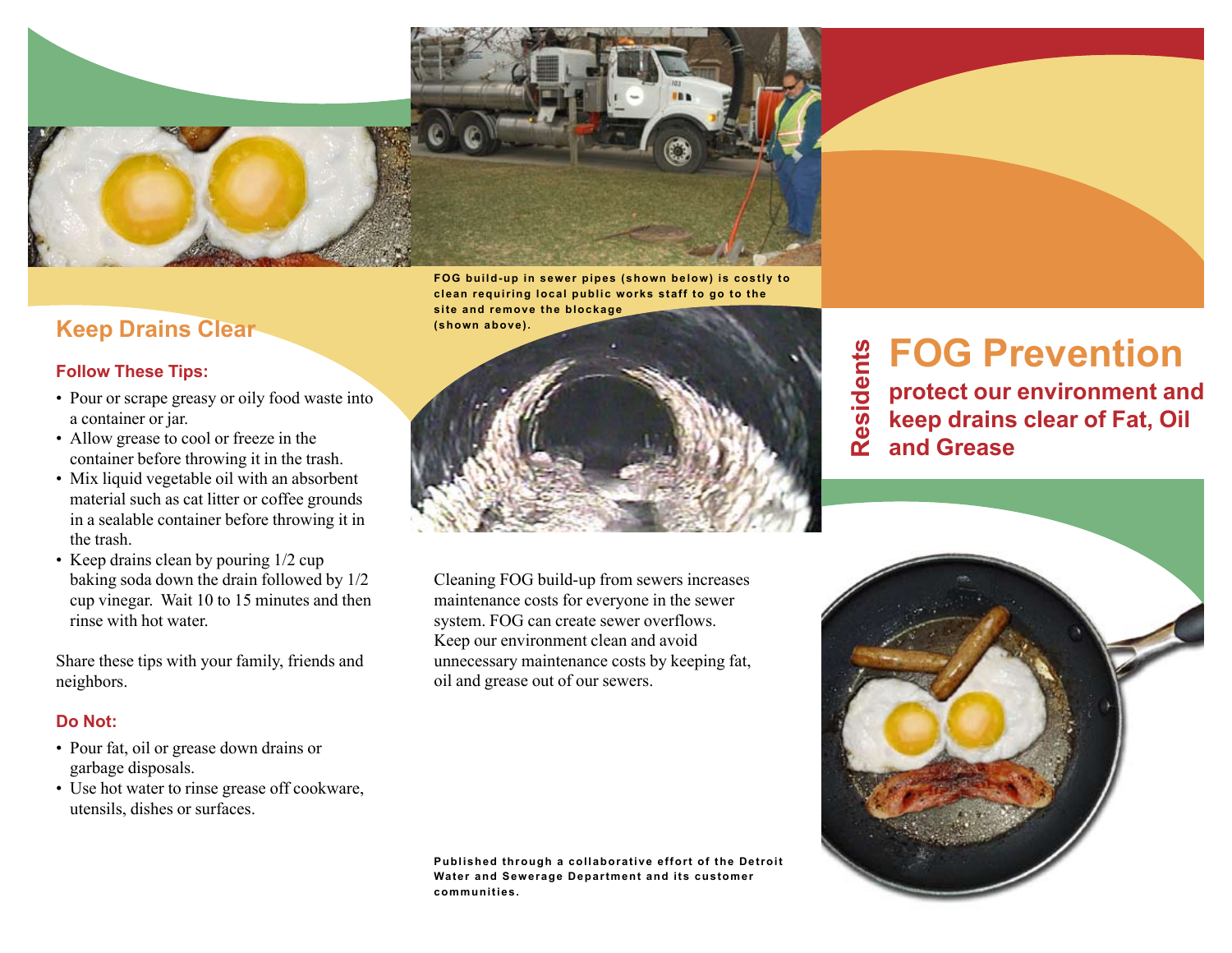## Keep Drains Clear

### Follow These Tips:

- Pour or scrape greasy or oily food waste into a container or jar.
- Allow grease to cool or freeze in the container before throwing it in the trash.
- Mix liquid vegetable oil with an absorbent material such as cat litter or coffee grounds in a sealable container before throwing it in the trash.
- Keep drains clean by pouring 1/2 cup baking soda down the drain followed by 1/2 cup vinegar. Wait 10 to 15 minutes and then rinse with hot water.

Share these tips with your family, friends and neighbors.

### Do Not:

- Pour fat, oil or grease down drains or garbage disposals.
- Use hot water to rinse grease off cookware, utensils, dishes or surfaces.

**FOG build-up in sewer pipes (shown below) is costly to clean requiring local public works staff to go to the site and remove the blockage (shown above).**

Cleaning FOG build-up from sewers increases maintenance costs for everyone in the sewer system. FOG can create sewer overflows. Keep our environment clean and avoid unnecessary maintenance costs by keeping fat, oil and grease out of our sewers.

**Published through a collaborative effort of the Detroit Water and Sewerage Department and its customer communities.**

**Residents**

# FOG Prevention

**protect our environment and keep drains clear of Fat, Oil and Grease**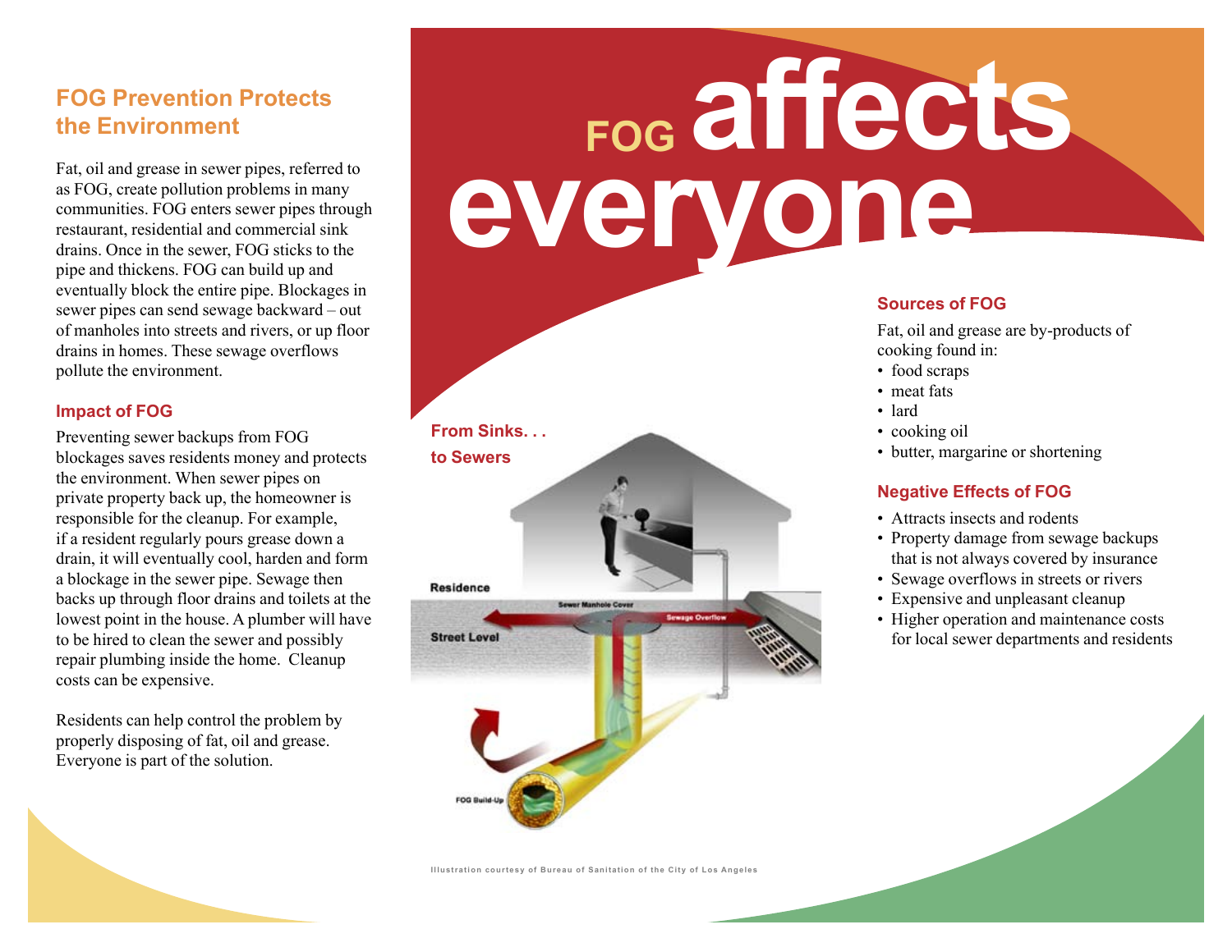## FOG Prevention Protects the Environment

Fat, oil and grease in sewer pipes, referred to as FOG, create pollution problems in many communities. FOG enters sewer pipes through restaurant, residential and commercial sink drains. Once in the sewer, FOG sticks to the pipe and thickens. FOG can build up and eventually block the entire pipe. Blockages in sewer pipes can send sewage backward – out of manholes into streets and rivers, or up floor drains in homes. These sewage overflows pollute the environment.

### Impact of FOG

Preventing sewer backups from FOG blockages saves residents money and protects the environment. When sewer pipes on private property back up, the homeowner is responsible for the cleanup. For example, if a resident regularly pours grease down a drain, it will eventually cool, harden and form a blockage in the sewer pipe. Sewage then backs up through floor drains and toilets at the lowest point in the house. A plumber will have to be hired to clean the sewer and possibly repair plumbing inside the home. Cleanup costs can be expensive.

Residents can help control the problem by properly disposing of fat, oil and grease. Everyone is part of the solution.

# FOG affects everyone

### From Sinks. . . to Sewers

Residence

Sewer Manhole Cover

Sewage Overflow

Street Level

FOG Build-Up

Illustration courtesy of Bureau of Sanitation of the City of Los Angeles

### Sources of FOG

Fat, oil and grease are by-products of cooking found in:

- food scraps
- meat fats
- lard
- cooking oil
- butter, margarine or shortening

### Negative Effects of FOG

- Attracts insects and rodents
- Property damage from sewage backups that is not always covered by insurance
- Sewage overflows in streets or rivers
- Expensive and unpleasant cleanup
- Higher operation and maintenance costs for local sewer departments and residents